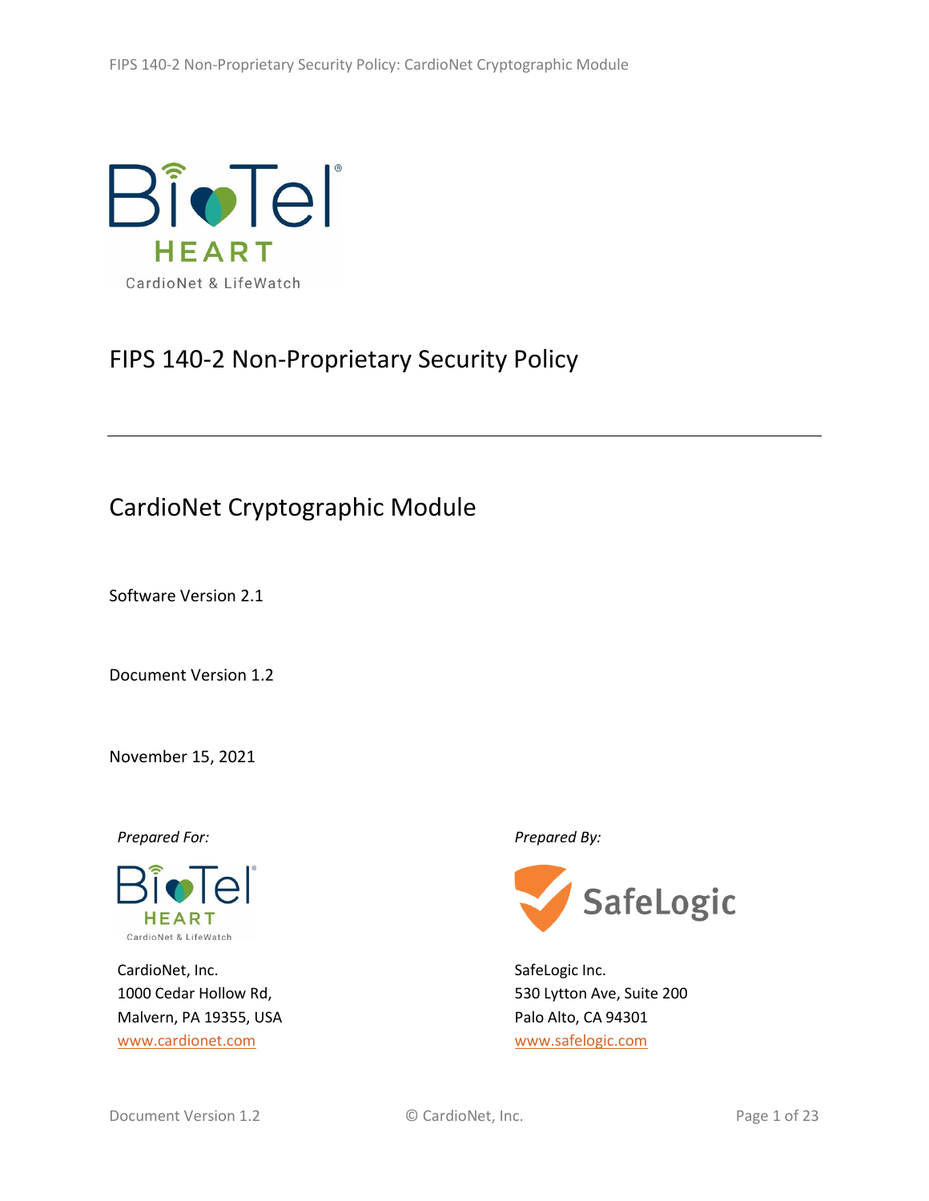# FIPS 140-2 Non-Proprietary Security Policy

## CardioNet Cryptographic Module

Software Version 2.1

Document Version 1.2

November 15, 2021

*Prepared For:*

CardioNet, Inc.
1000 Cedar Hollow Rd,
Malvern, PA 19355, USA
[www.cardionet.com](http://www.cardionet.com)

*Prepared By:*

SafeLogic Inc.
530 Lytton Ave, Suite 200
Palo Alto, CA 94301
[www.safelogic.com](http://www.safelogic.com)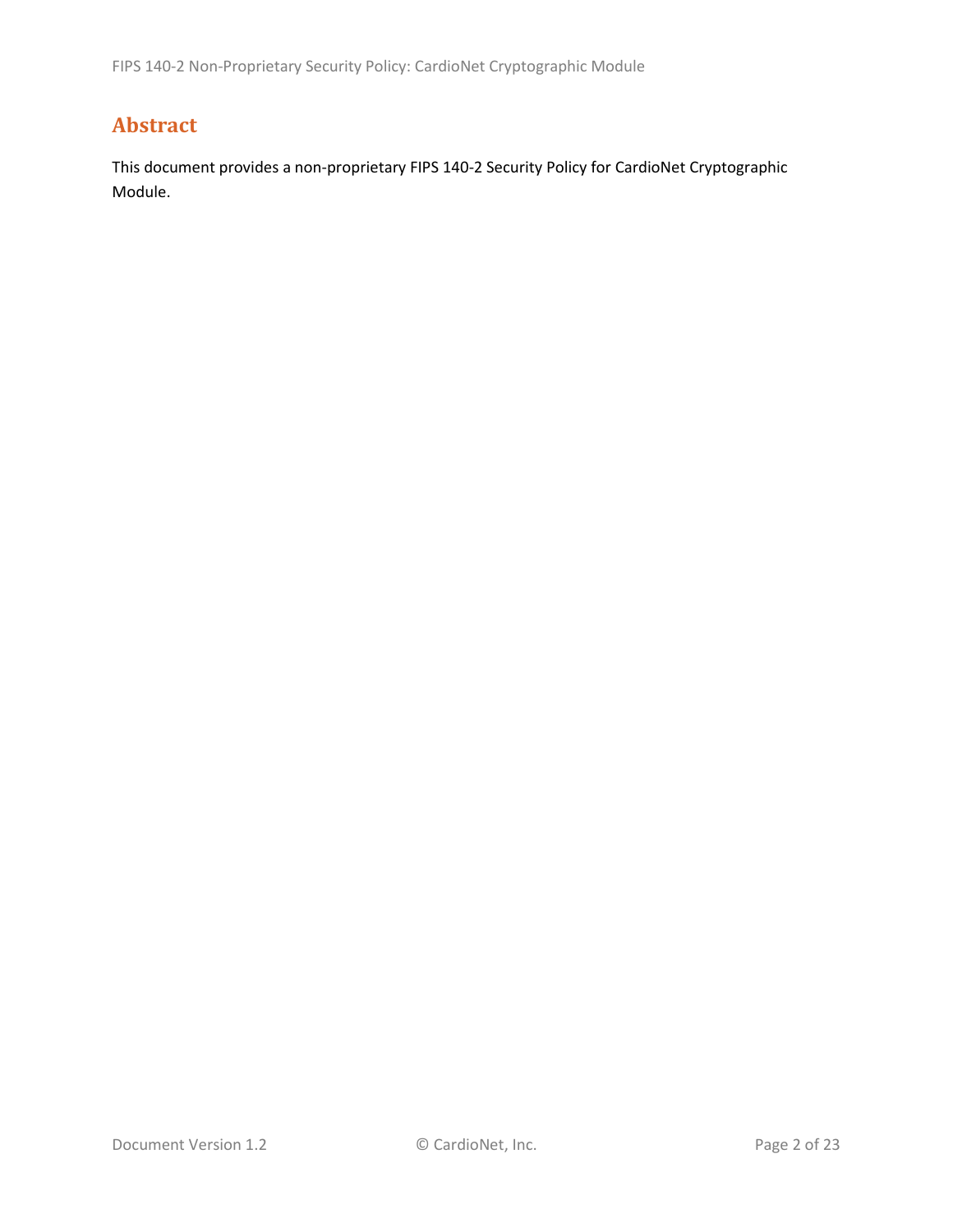# Abstract

This document provides a non-proprietary FIPS 140-2 Security Policy for CardioNet Cryptographic Module.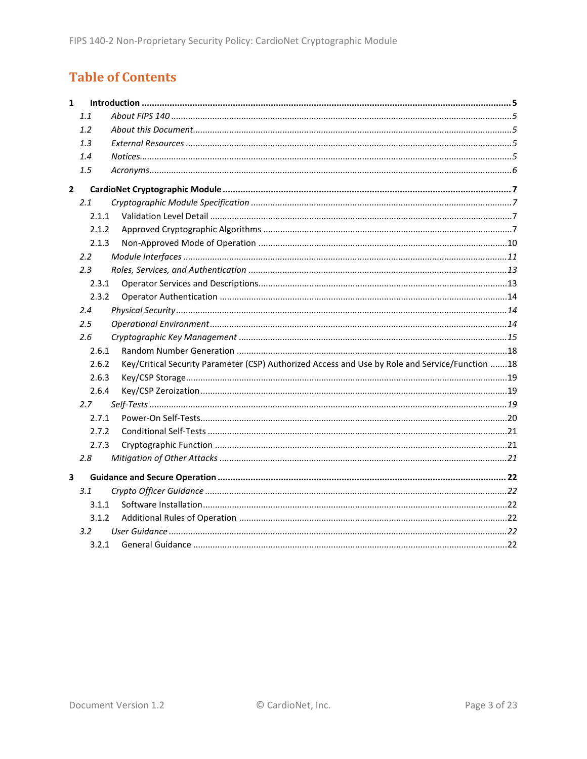# Table of Contents

**1 Introduction** ........................................................ **5**

- *1.1 About FIPS 140* ........................................................ *5*
- *1.2 About this Document* ........................................................ *5*
- *1.3 External Resources* ........................................................ *5*
- *1.4 Notices* ........................................................ *5*
- *1.5 Acronyms* ........................................................ *6*

**2 CardioNet Cryptographic Module** ........................................................ **7**

- *2.1 Cryptographic Module Specification* ........................................................ *7*
  - 2.1.1 Validation Level Detail ........................................................ 7
  - 2.1.2 Approved Cryptographic Algorithms ........................................................ 7
  - 2.1.3 Non-Approved Mode of Operation ........................................................ 10
- *2.2 Module Interfaces* ........................................................ *11*
- *2.3 Roles, Services, and Authentication* ........................................................ *13*
  - 2.3.1 Operator Services and Descriptions ........................................................ 13
  - 2.3.2 Operator Authentication ........................................................ 14
- *2.4 Physical Security* ........................................................ *14*
- *2.5 Operational Environment* ........................................................ *14*
- *2.6 Cryptographic Key Management* ........................................................ *15*
  - 2.6.1 Random Number Generation ........................................................ 18
  - 2.6.2 Key/Critical Security Parameter (CSP) Authorized Access and Use by Role and Service/Function ........ 18
  - 2.6.3 Key/CSP Storage ........................................................ 19
  - 2.6.4 Key/CSP Zeroization ........................................................ 19
- *2.7 Self-Tests* ........................................................ *19*
  - 2.7.1 Power-On Self-Tests ........................................................ 20
  - 2.7.2 Conditional Self-Tests ........................................................ 21
  - 2.7.3 Cryptographic Function ........................................................ 21
- *2.8 Mitigation of Other Attacks* ........................................................ *21*

**3 Guidance and Secure Operation** ........................................................ **22**

- *3.1 Crypto Officer Guidance* ........................................................ *22*
  - 3.1.1 Software Installation ........................................................ 22
  - 3.1.2 Additional Rules of Operation ........................................................ 22
- *3.2 User Guidance* ........................................................ *22*
  - 3.2.1 General Guidance ........................................................ 22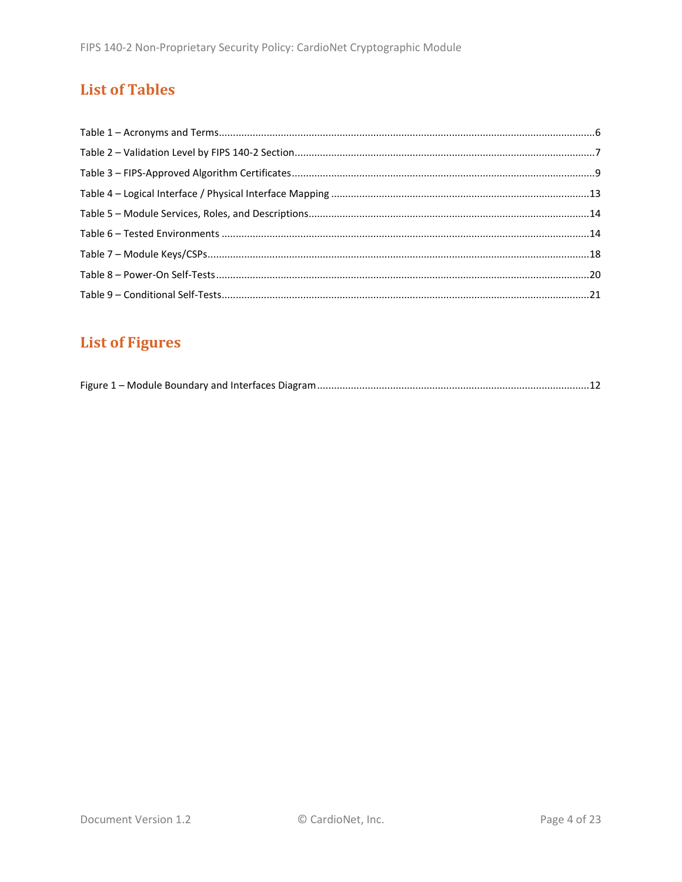# List of Tables

Table 1 – Acronyms and Terms....6

Table 2 – Validation Level by FIPS 140-2 Section....7

Table 3 – FIPS-Approved Algorithm Certificates....9

Table 4 – Logical Interface / Physical Interface Mapping....13

Table 5 – Module Services, Roles, and Descriptions....14

Table 6 – Tested Environments....14

Table 7 – Module Keys/CSPs....18

Table 8 – Power-On Self-Tests....20

Table 9 – Conditional Self-Tests....21

# List of Figures

Figure 1 – Module Boundary and Interfaces Diagram....12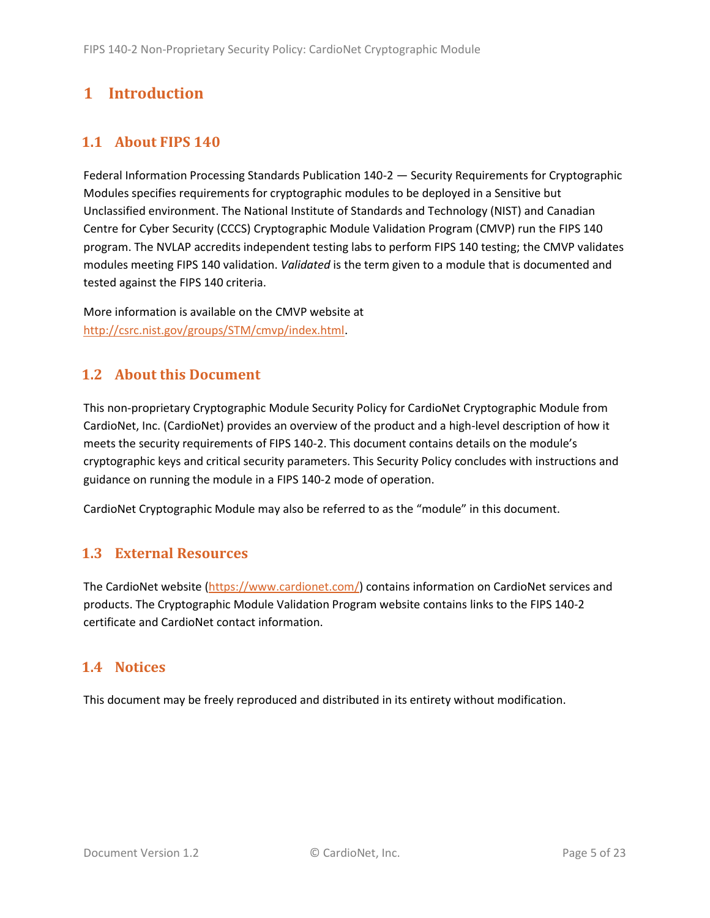# 1 Introduction

## 1.1 About FIPS 140

Federal Information Processing Standards Publication 140-2 — Security Requirements for Cryptographic Modules specifies requirements for cryptographic modules to be deployed in a Sensitive but Unclassified environment. The National Institute of Standards and Technology (NIST) and Canadian Centre for Cyber Security (CCCS) Cryptographic Module Validation Program (CMVP) run the FIPS 140 program. The NVLAP accredits independent testing labs to perform FIPS 140 testing; the CMVP validates modules meeting FIPS 140 validation. *Validated* is the term given to a module that is documented and tested against the FIPS 140 criteria.

More information is available on the CMVP website at http://csrc.nist.gov/groups/STM/cmvp/index.html.

## 1.2 About this Document

This non-proprietary Cryptographic Module Security Policy for CardioNet Cryptographic Module from CardioNet, Inc. (CardioNet) provides an overview of the product and a high-level description of how it meets the security requirements of FIPS 140-2. This document contains details on the module's cryptographic keys and critical security parameters. This Security Policy concludes with instructions and guidance on running the module in a FIPS 140-2 mode of operation.

CardioNet Cryptographic Module may also be referred to as the "module" in this document.

## 1.3 External Resources

The CardioNet website (https://www.cardionet.com/) contains information on CardioNet services and products. The Cryptographic Module Validation Program website contains links to the FIPS 140-2 certificate and CardioNet contact information.

## 1.4 Notices

This document may be freely reproduced and distributed in its entirety without modification.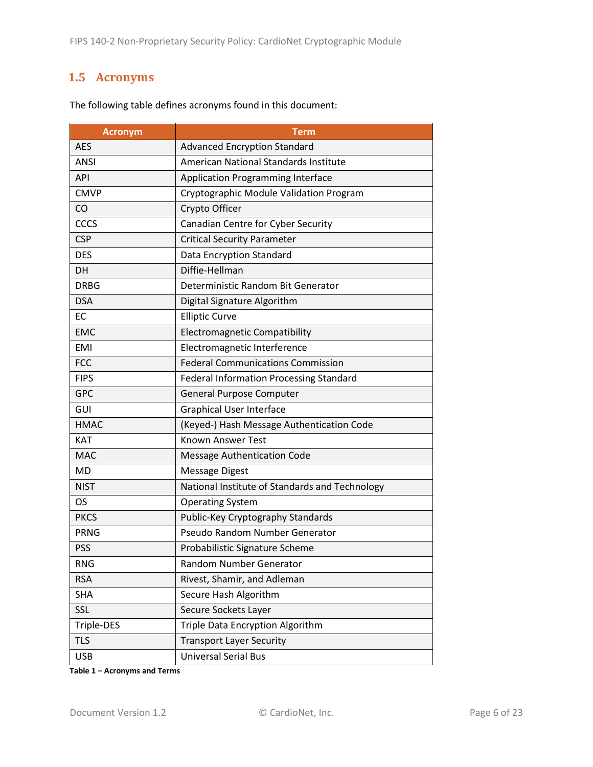## 1.5 Acronyms

The following table defines acronyms found in this document:

| Acronym | Term |
|---|---|
| AES | Advanced Encryption Standard |
| ANSI | American National Standards Institute |
| API | Application Programming Interface |
| CMVP | Cryptographic Module Validation Program |
| CO | Crypto Officer |
| CCCS | Canadian Centre for Cyber Security |
| CSP | Critical Security Parameter |
| DES | Data Encryption Standard |
| DH | Diffie-Hellman |
| DRBG | Deterministic Random Bit Generator |
| DSA | Digital Signature Algorithm |
| EC | Elliptic Curve |
| EMC | Electromagnetic Compatibility |
| EMI | Electromagnetic Interference |
| FCC | Federal Communications Commission |
| FIPS | Federal Information Processing Standard |
| GPC | General Purpose Computer |
| GUI | Graphical User Interface |
| HMAC | (Keyed-) Hash Message Authentication Code |
| KAT | Known Answer Test |
| MAC | Message Authentication Code |
| MD | Message Digest |
| NIST | National Institute of Standards and Technology |
| OS | Operating System |
| PKCS | Public-Key Cryptography Standards |
| PRNG | Pseudo Random Number Generator |
| PSS | Probabilistic Signature Scheme |
| RNG | Random Number Generator |
| RSA | Rivest, Shamir, and Adleman |
| SHA | Secure Hash Algorithm |
| SSL | Secure Sockets Layer |
| Triple-DES | Triple Data Encryption Algorithm |
| TLS | Transport Layer Security |
| USB | Universal Serial Bus |

**Table 1 – Acronyms and Terms**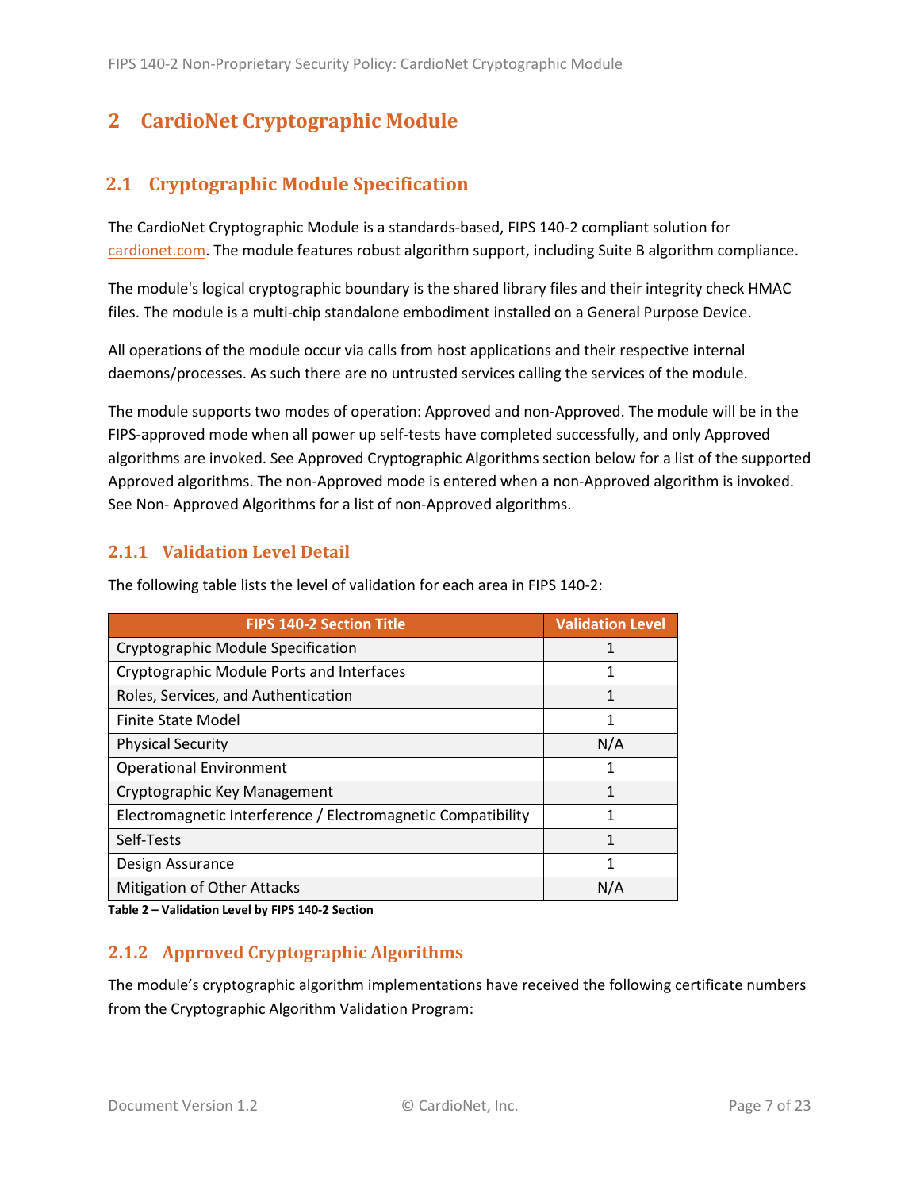# 2 CardioNet Cryptographic Module

## 2.1 Cryptographic Module Specification

The CardioNet Cryptographic Module is a standards-based, FIPS 140-2 compliant solution for cardionet.com. The module features robust algorithm support, including Suite B algorithm compliance.

The module's logical cryptographic boundary is the shared library files and their integrity check HMAC files. The module is a multi-chip standalone embodiment installed on a General Purpose Device.

All operations of the module occur via calls from host applications and their respective internal daemons/processes. As such there are no untrusted services calling the services of the module.

The module supports two modes of operation: Approved and non-Approved. The module will be in the FIPS-approved mode when all power up self-tests have completed successfully, and only Approved algorithms are invoked. See Approved Cryptographic Algorithms section below for a list of the supported Approved algorithms. The non-Approved mode is entered when a non-Approved algorithm is invoked. See Non- Approved Algorithms for a list of non-Approved algorithms.

### 2.1.1 Validation Level Detail

The following table lists the level of validation for each area in FIPS 140-2:

| FIPS 140-2 Section Title | Validation Level |
|---|---|
| Cryptographic Module Specification | 1 |
| Cryptographic Module Ports and Interfaces | 1 |
| Roles, Services, and Authentication | 1 |
| Finite State Model | 1 |
| Physical Security | N/A |
| Operational Environment | 1 |
| Cryptographic Key Management | 1 |
| Electromagnetic Interference / Electromagnetic Compatibility | 1 |
| Self-Tests | 1 |
| Design Assurance | 1 |
| Mitigation of Other Attacks | N/A |

**Table 2 – Validation Level by FIPS 140-2 Section**

### 2.1.2 Approved Cryptographic Algorithms

The module's cryptographic algorithm implementations have received the following certificate numbers from the Cryptographic Algorithm Validation Program: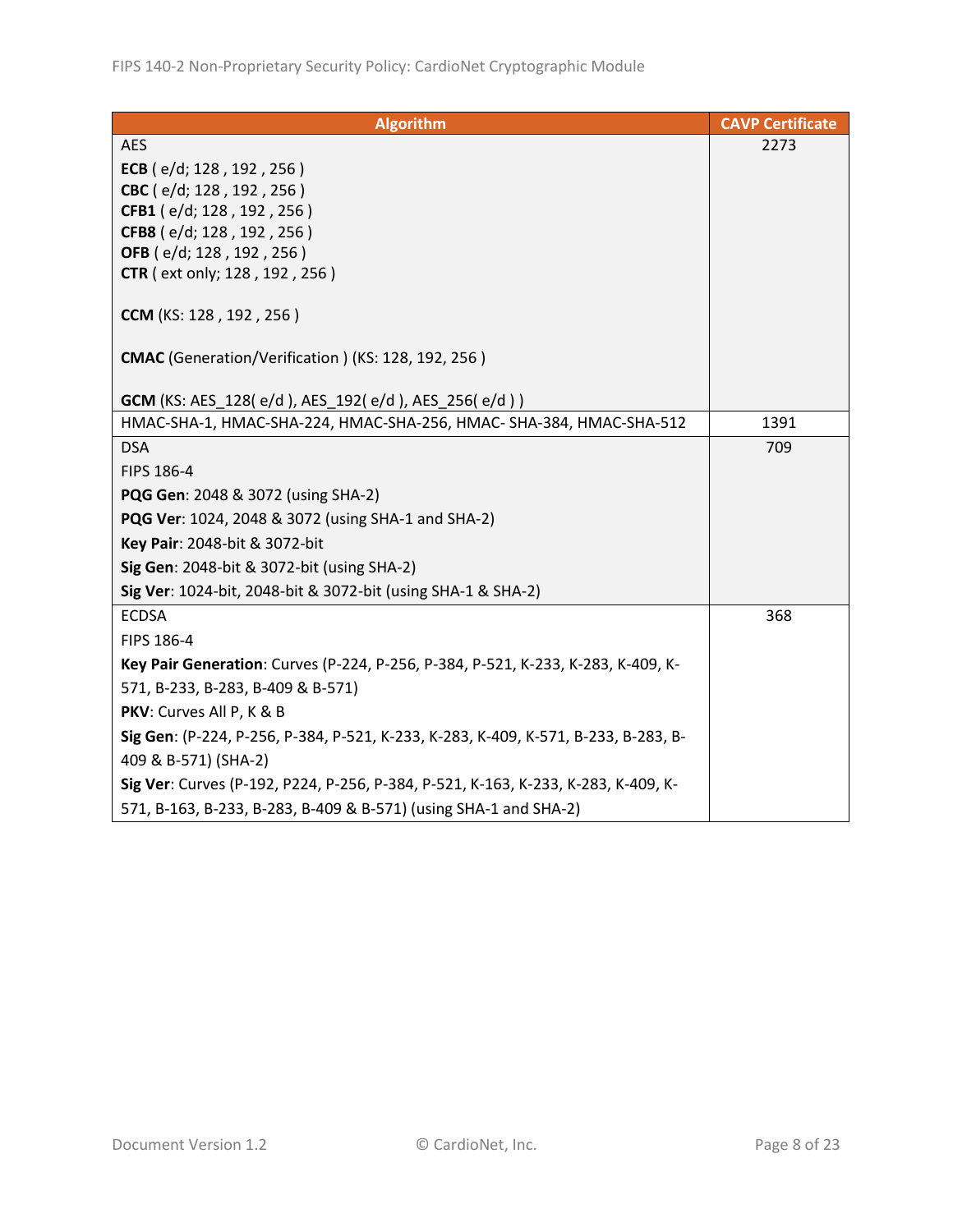| Algorithm | CAVP Certificate |
|---|---|
| AES<br>**ECB** ( e/d; 128 , 192 , 256 )<br>**CBC** ( e/d; 128 , 192 , 256 )<br>**CFB1** ( e/d; 128 , 192 , 256 )<br>**CFB8** ( e/d; 128 , 192 , 256 )<br>**OFB** ( e/d; 128 , 192 , 256 )<br>**CTR** ( ext only; 128 , 192 , 256 )<br><br>**CCM** (KS: 128 , 192 , 256 )<br><br>**CMAC** (Generation/Verification ) (KS: 128, 192, 256 )<br><br>**GCM** (KS: AES_128( e/d ), AES_192( e/d ), AES_256( e/d ) ) | 2273 |
| HMAC-SHA-1, HMAC-SHA-224, HMAC-SHA-256, HMAC- SHA-384, HMAC-SHA-512 | 1391 |
| DSA<br>FIPS 186-4<br>**PQG Gen**: 2048 & 3072 (using SHA-2)<br>**PQG Ver**: 1024, 2048 & 3072 (using SHA-1 and SHA-2)<br>**Key Pair**: 2048-bit & 3072-bit<br>**Sig Gen**: 2048-bit & 3072-bit (using SHA-2)<br>**Sig Ver**: 1024-bit, 2048-bit & 3072-bit (using SHA-1 & SHA-2) | 709 |
| ECDSA<br>FIPS 186-4<br>**Key Pair Generation**: Curves (P-224, P-256, P-384, P-521, K-233, K-283, K-409, K-571, B-233, B-283, B-409 & B-571)<br>**PKV**: Curves All P, K & B<br>**Sig Gen**: (P-224, P-256, P-384, P-521, K-233, K-283, K-409, K-571, B-233, B-283, B-409 & B-571) (SHA-2)<br>**Sig Ver**: Curves (P-192, P224, P-256, P-384, P-521, K-163, K-233, K-283, K-409, K-571, B-163, B-233, B-283, B-409 & B-571) (using SHA-1 and SHA-2) | 368 |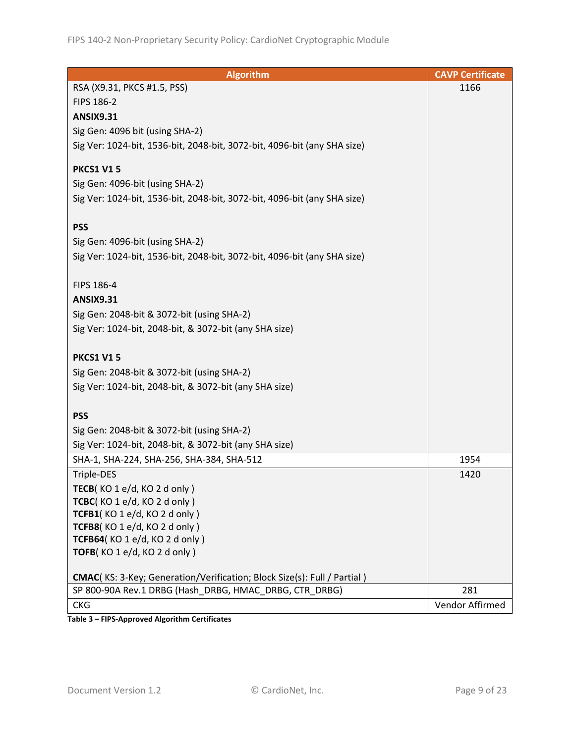| Algorithm | CAVP Certificate |
| --- | --- |
| RSA (X9.31, PKCS #1.5, PSS)<br>FIPS 186-2<br>**ANSIX9.31**<br>Sig Gen: 4096 bit (using SHA-2)<br>Sig Ver: 1024-bit, 1536-bit, 2048-bit, 3072-bit, 4096-bit (any SHA size)<br><br>**PKCS1 V1 5**<br>Sig Gen: 4096-bit (using SHA-2)<br>Sig Ver: 1024-bit, 1536-bit, 2048-bit, 3072-bit, 4096-bit (any SHA size)<br><br>**PSS**<br>Sig Gen: 4096-bit (using SHA-2)<br>Sig Ver: 1024-bit, 1536-bit, 2048-bit, 3072-bit, 4096-bit (any SHA size)<br><br>FIPS 186-4<br>**ANSIX9.31**<br>Sig Gen: 2048-bit & 3072-bit (using SHA-2)<br>Sig Ver: 1024-bit, 2048-bit, & 3072-bit (any SHA size)<br><br>**PKCS1 V1 5**<br>Sig Gen: 2048-bit & 3072-bit (using SHA-2)<br>Sig Ver: 1024-bit, 2048-bit, & 3072-bit (any SHA size)<br><br>**PSS**<br>Sig Gen: 2048-bit & 3072-bit (using SHA-2)<br>Sig Ver: 1024-bit, 2048-bit, & 3072-bit (any SHA size) | 1166 |
| SHA-1, SHA-224, SHA-256, SHA-384, SHA-512 | 1954 |
| Triple-DES<br>**TECB**( KO 1 e/d, KO 2 d only )<br>**TCBC**( KO 1 e/d, KO 2 d only )<br>**TCFB1**( KO 1 e/d, KO 2 d only )<br>**TCFB8**( KO 1 e/d, KO 2 d only )<br>**TCFB64**( KO 1 e/d, KO 2 d only )<br>**TOFB**( KO 1 e/d, KO 2 d only )<br><br>**CMAC**( KS: 3-Key; Generation/Verification; Block Size(s): Full / Partial ) | 1420 |
| SP 800-90A Rev.1 DRBG (Hash_DRBG, HMAC_DRBG, CTR_DRBG) | 281 |
| CKG | Vendor Affirmed |

**Table 3 – FIPS-Approved Algorithm Certificates**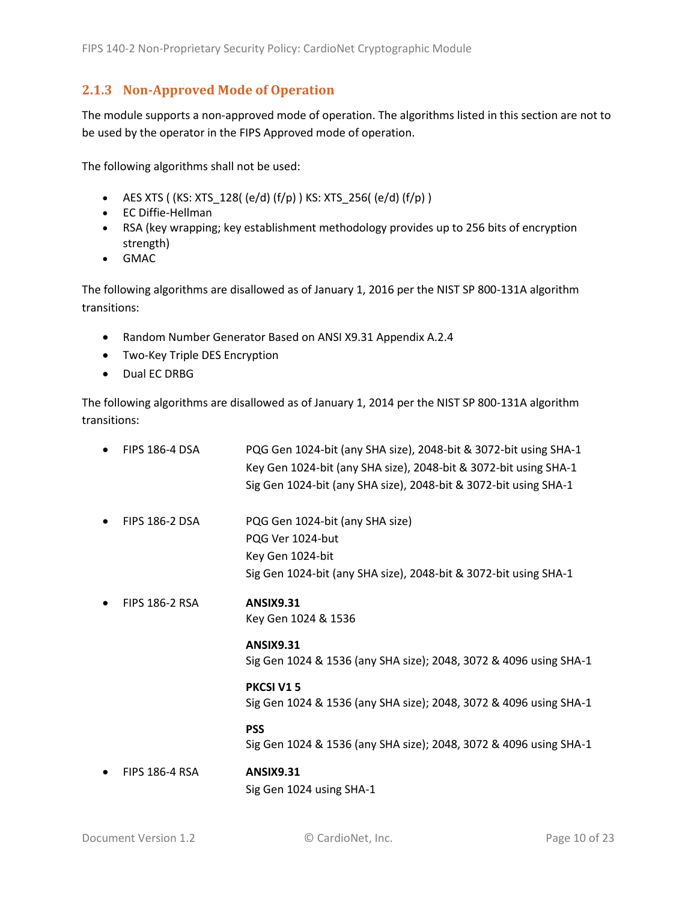### 2.1.3 Non-Approved Mode of Operation

The module supports a non-approved mode of operation. The algorithms listed in this section are not to be used by the operator in the FIPS Approved mode of operation.

The following algorithms shall not be used:

- AES XTS ( (KS: XTS_128( (e/d) (f/p) ) KS: XTS_256( (e/d) (f/p) )
- EC Diffie-Hellman
- RSA (key wrapping; key establishment methodology provides up to 256 bits of encryption strength)
- GMAC

The following algorithms are disallowed as of January 1, 2016 per the NIST SP 800-131A algorithm transitions:

- Random Number Generator Based on ANSI X9.31 Appendix A.2.4
- Two-Key Triple DES Encryption
- Dual EC DRBG

The following algorithms are disallowed as of January 1, 2014 per the NIST SP 800-131A algorithm transitions:

- FIPS 186-4 DSA
  - PQG Gen 1024-bit (any SHA size), 2048-bit & 3072-bit using SHA-1
  - Key Gen 1024-bit (any SHA size), 2048-bit & 3072-bit using SHA-1
  - Sig Gen 1024-bit (any SHA size), 2048-bit & 3072-bit using SHA-1
- FIPS 186-2 DSA
  - PQG Gen 1024-bit (any SHA size)
  - PQG Ver 1024-but
  - Key Gen 1024-bit
  - Sig Gen 1024-bit (any SHA size), 2048-bit & 3072-bit using SHA-1
- FIPS 186-2 RSA
  - **ANSIX9.31**
    Key Gen 1024 & 1536
  - **ANSIX9.31**
    Sig Gen 1024 & 1536 (any SHA size); 2048, 3072 & 4096 using SHA-1
  - **PKCSI V1 5**
    Sig Gen 1024 & 1536 (any SHA size); 2048, 3072 & 4096 using SHA-1
  - **PSS**
    Sig Gen 1024 & 1536 (any SHA size); 2048, 3072 & 4096 using SHA-1
- FIPS 186-4 RSA
  - **ANSIX9.31**
    Sig Gen 1024 using SHA-1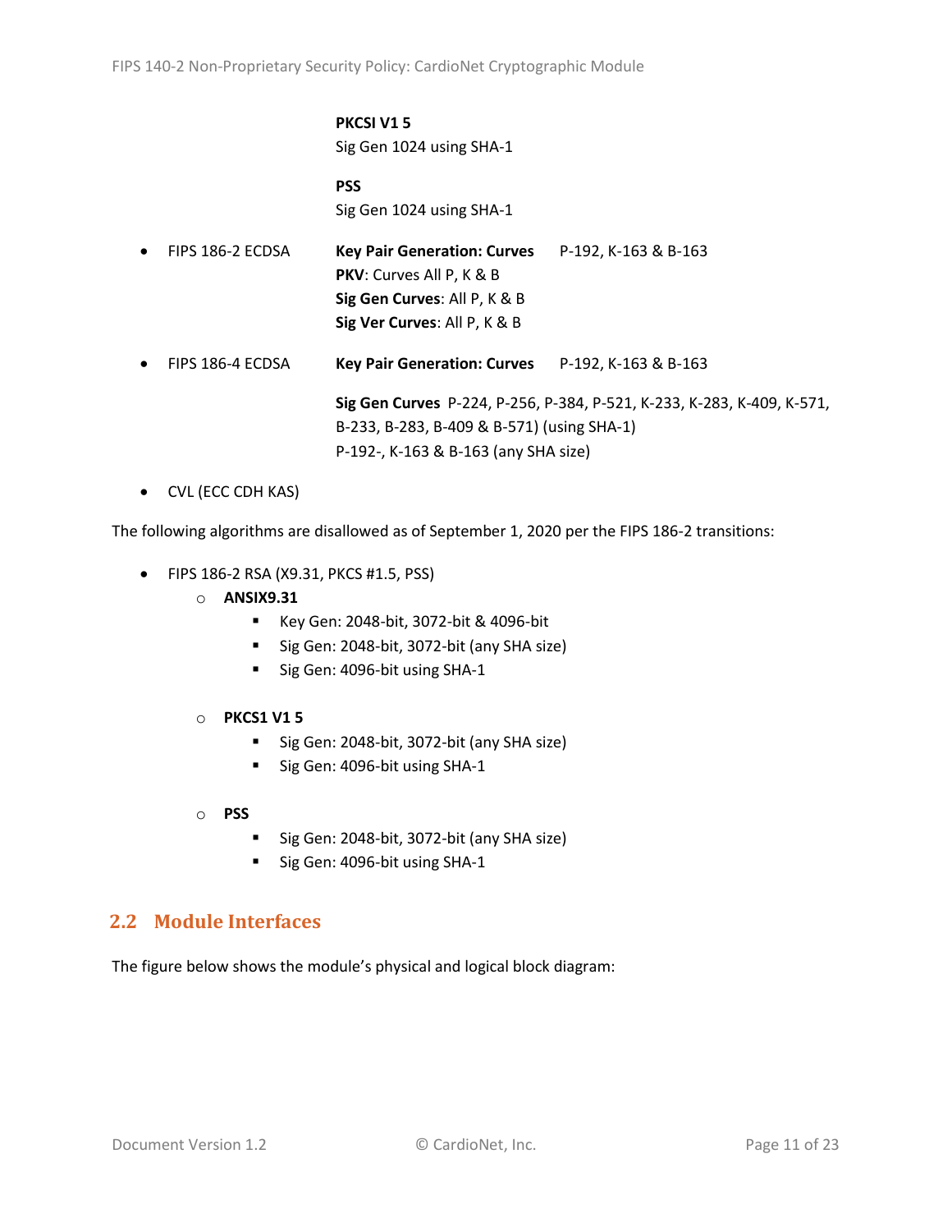**PKCSI V1 5**
Sig Gen 1024 using SHA-1

**PSS**
Sig Gen 1024 using SHA-1

- FIPS 186-2 ECDSA **Key Pair Generation: Curves** P-192, K-163 & B-163
  **PKV**: Curves All P, K & B
  **Sig Gen Curves**: All P, K & B
  **Sig Ver Curves**: All P, K & B
- FIPS 186-4 ECDSA **Key Pair Generation: Curves** P-192, K-163 & B-163

  **Sig Gen Curves** P-224, P-256, P-384, P-521, K-233, K-283, K-409, K-571, B-233, B-283, B-409 & B-571) (using SHA-1)
  P-192-, K-163 & B-163 (any SHA size)
- CVL (ECC CDH KAS)

The following algorithms are disallowed as of September 1, 2020 per the FIPS 186-2 transitions:

- FIPS 186-2 RSA (X9.31, PKCS #1.5, PSS)
  - **ANSIX9.31**
    - Key Gen: 2048-bit, 3072-bit & 4096-bit
    - Sig Gen: 2048-bit, 3072-bit (any SHA size)
    - Sig Gen: 4096-bit using SHA-1
  - **PKCS1 V1 5**
    - Sig Gen: 2048-bit, 3072-bit (any SHA size)
    - Sig Gen: 4096-bit using SHA-1
  - **PSS**
    - Sig Gen: 2048-bit, 3072-bit (any SHA size)
    - Sig Gen: 4096-bit using SHA-1

## 2.2 Module Interfaces

The figure below shows the module's physical and logical block diagram: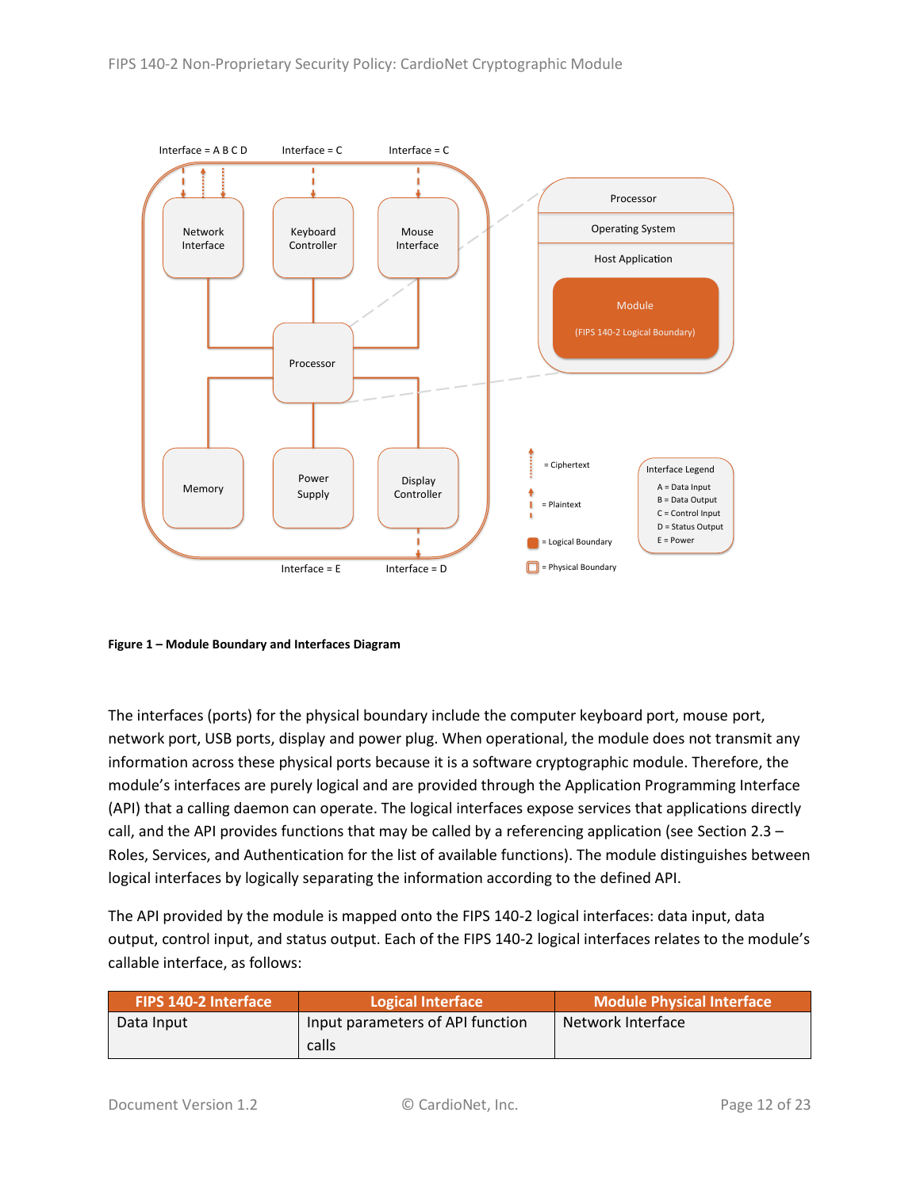Figure 1 – Module Boundary and Interfaces Diagram

The interfaces (ports) for the physical boundary include the computer keyboard port, mouse port, network port, USB ports, display and power plug. When operational, the module does not transmit any information across these physical ports because it is a software cryptographic module. Therefore, the module's interfaces are purely logical and are provided through the Application Programming Interface (API) that a calling daemon can operate. The logical interfaces expose services that applications directly call, and the API provides functions that may be called by a referencing application (see Section 2.3 – Roles, Services, and Authentication for the list of available functions). The module distinguishes between logical interfaces by logically separating the information according to the defined API.

The API provided by the module is mapped onto the FIPS 140-2 logical interfaces: data input, data output, control input, and status output. Each of the FIPS 140-2 logical interfaces relates to the module's callable interface, as follows:

| FIPS 140-2 Interface | Logical Interface | Module Physical Interface |
|---|---|---|
| Data Input | Input parameters of API function calls | Network Interface |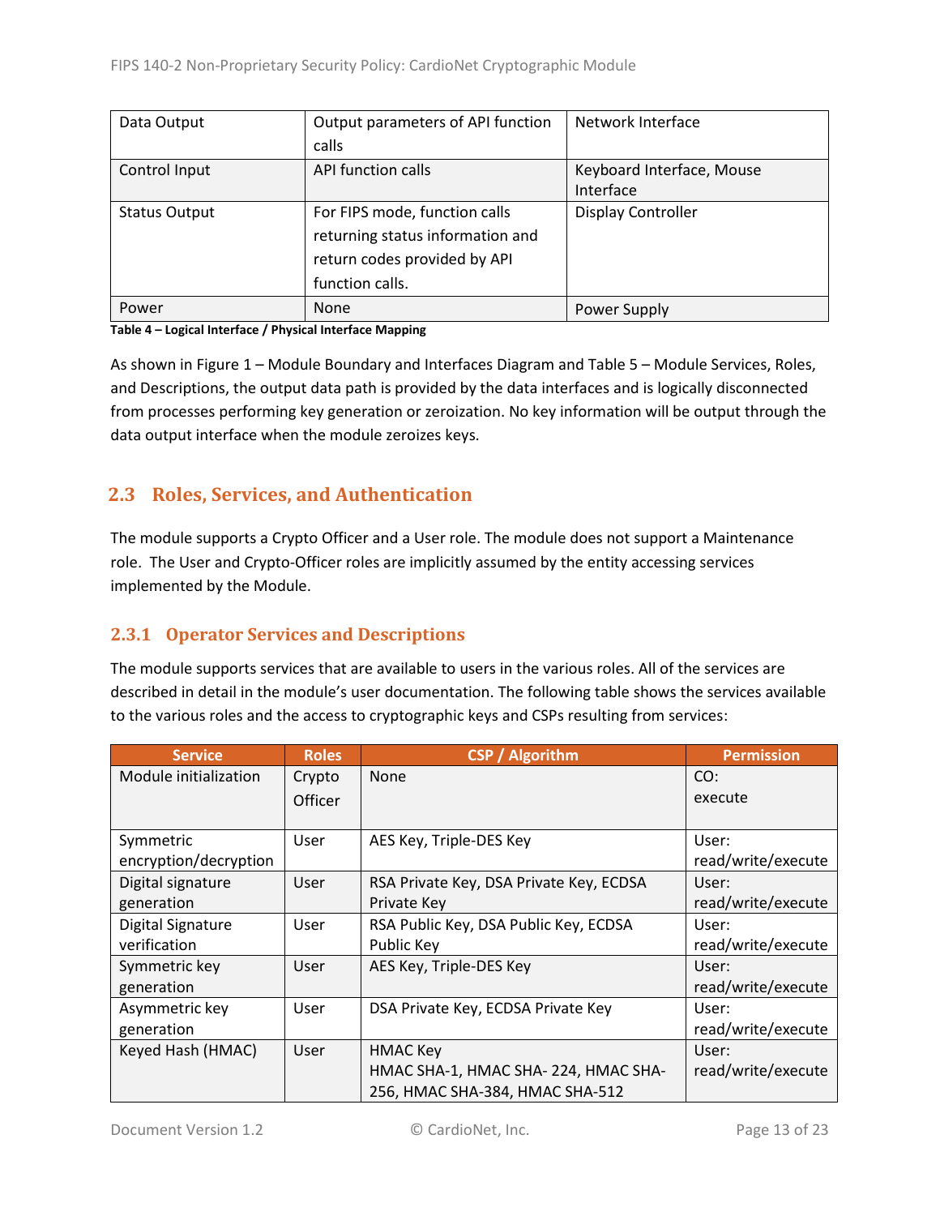| Data Output | Output parameters of API function calls | Network Interface |
|---|---|---|
| Control Input | API function calls | Keyboard Interface, Mouse Interface |
| Status Output | For FIPS mode, function calls returning status information and return codes provided by API function calls. | Display Controller |
| Power | None | Power Supply |

**Table 4 – Logical Interface / Physical Interface Mapping**

As shown in Figure 1 – Module Boundary and Interfaces Diagram and Table 5 – Module Services, Roles, and Descriptions, the output data path is provided by the data interfaces and is logically disconnected from processes performing key generation or zeroization. No key information will be output through the data output interface when the module zeroizes keys.

## 2.3 Roles, Services, and Authentication

The module supports a Crypto Officer and a User role. The module does not support a Maintenance role. The User and Crypto-Officer roles are implicitly assumed by the entity accessing services implemented by the Module.

### 2.3.1 Operator Services and Descriptions

The module supports services that are available to users in the various roles. All of the services are described in detail in the module's user documentation. The following table shows the services available to the various roles and the access to cryptographic keys and CSPs resulting from services:

| Service | Roles | CSP / Algorithm | Permission |
|---|---|---|---|
| Module initialization | Crypto Officer | None | CO: execute |
| Symmetric encryption/decryption | User | AES Key, Triple-DES Key | User: read/write/execute |
| Digital signature generation | User | RSA Private Key, DSA Private Key, ECDSA Private Key | User: read/write/execute |
| Digital Signature verification | User | RSA Public Key, DSA Public Key, ECDSA Public Key | User: read/write/execute |
| Symmetric key generation | User | AES Key, Triple-DES Key | User: read/write/execute |
| Asymmetric key generation | User | DSA Private Key, ECDSA Private Key | User: read/write/execute |
| Keyed Hash (HMAC) | User | HMAC Key<br>HMAC SHA-1, HMAC SHA- 224, HMAC SHA-256, HMAC SHA-384, HMAC SHA-512 | User: read/write/execute |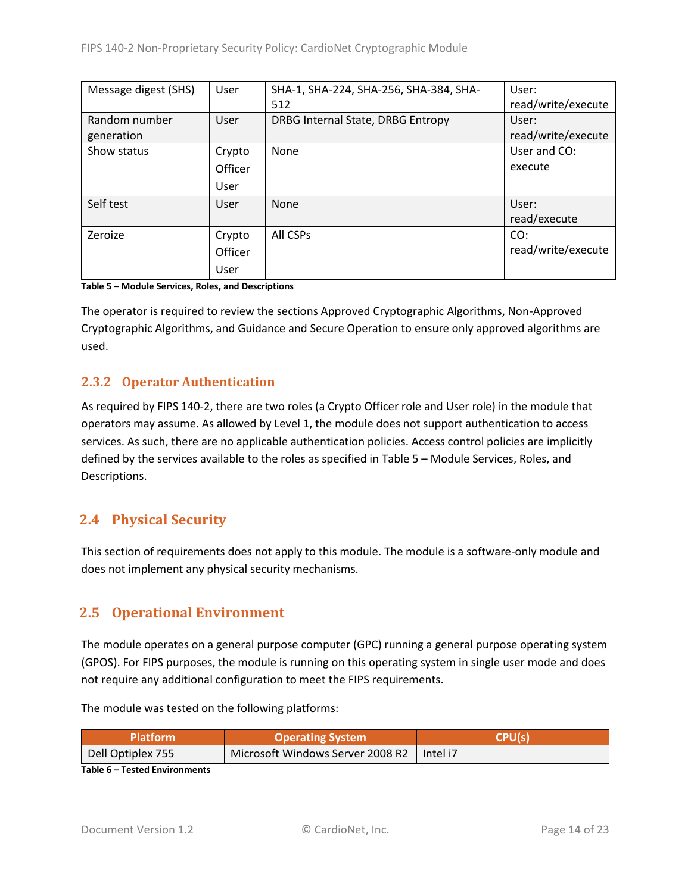| Message digest (SHS) | User | SHA-1, SHA-224, SHA-256, SHA-384, SHA-512 | User: read/write/execute |
|---|---|---|---|
| Random number generation | User | DRBG Internal State, DRBG Entropy | User: read/write/execute |
| Show status | Crypto Officer User | None | User and CO: execute |
| Self test | User | None | User: read/execute |
| Zeroize | Crypto Officer User | All CSPs | CO: read/write/execute |

**Table 5 – Module Services, Roles, and Descriptions**

The operator is required to review the sections Approved Cryptographic Algorithms, Non-Approved Cryptographic Algorithms, and Guidance and Secure Operation to ensure only approved algorithms are used.

### 2.3.2 Operator Authentication

As required by FIPS 140-2, there are two roles (a Crypto Officer role and User role) in the module that operators may assume. As allowed by Level 1, the module does not support authentication to access services. As such, there are no applicable authentication policies. Access control policies are implicitly defined by the services available to the roles as specified in Table 5 – Module Services, Roles, and Descriptions.

## 2.4 Physical Security

This section of requirements does not apply to this module. The module is a software-only module and does not implement any physical security mechanisms.

## 2.5 Operational Environment

The module operates on a general purpose computer (GPC) running a general purpose operating system (GPOS). For FIPS purposes, the module is running on this operating system in single user mode and does not require any additional configuration to meet the FIPS requirements.

The module was tested on the following platforms:

| Platform | Operating System | CPU(s) |
|---|---|---|
| Dell Optiplex 755 | Microsoft Windows Server 2008 R2 | Intel i7 |

**Table 6 – Tested Environments**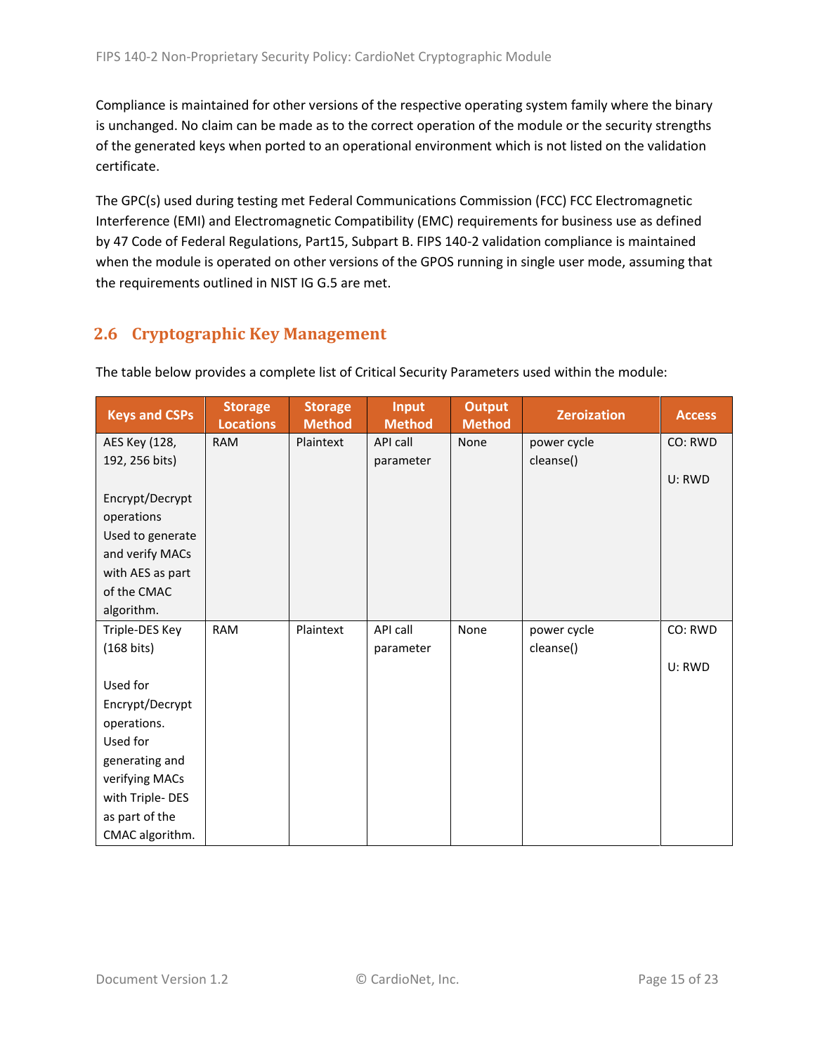Compliance is maintained for other versions of the respective operating system family where the binary is unchanged. No claim can be made as to the correct operation of the module or the security strengths of the generated keys when ported to an operational environment which is not listed on the validation certificate.

The GPC(s) used during testing met Federal Communications Commission (FCC) FCC Electromagnetic Interference (EMI) and Electromagnetic Compatibility (EMC) requirements for business use as defined by 47 Code of Federal Regulations, Part15, Subpart B. FIPS 140-2 validation compliance is maintained when the module is operated on other versions of the GPOS running in single user mode, assuming that the requirements outlined in NIST IG G.5 are met.

## 2.6 Cryptographic Key Management

The table below provides a complete list of Critical Security Parameters used within the module:

| Keys and CSPs | Storage Locations | Storage Method | Input Method | Output Method | Zeroization | Access |
|---|---|---|---|---|---|---|
| AES Key (128, 192, 256 bits)<br><br>Encrypt/Decrypt operations Used to generate and verify MACs with AES as part of the CMAC algorithm. | RAM | Plaintext | API call parameter | None | power cycle cleanse() | CO: RWD<br><br>U: RWD |
| Triple-DES Key (168 bits)<br><br>Used for Encrypt/Decrypt operations. Used for generating and verifying MACs with Triple- DES as part of the CMAC algorithm. | RAM | Plaintext | API call parameter | None | power cycle cleanse() | CO: RWD<br><br>U: RWD |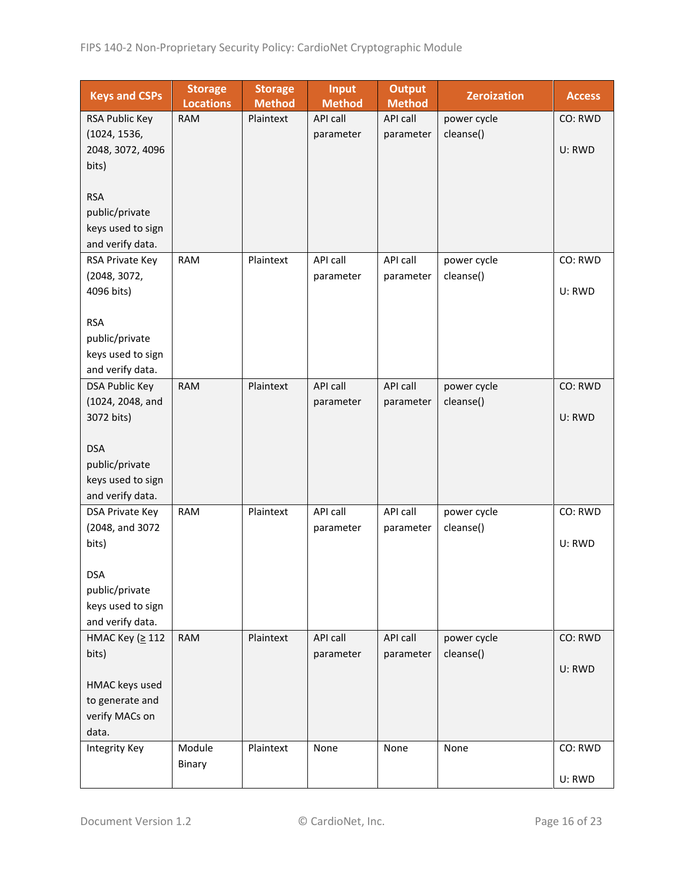| Keys and CSPs | Storage Locations | Storage Method | Input Method | Output Method | Zeroization | Access |
|---|---|---|---|---|---|---|
| RSA Public Key (1024, 1536, 2048, 3072, 4096 bits)<br><br>RSA public/private keys used to sign and verify data. | RAM | Plaintext | API call parameter | API call parameter | power cycle cleanse() | CO: RWD<br><br>U: RWD |
| RSA Private Key (2048, 3072, 4096 bits)<br><br>RSA public/private keys used to sign and verify data. | RAM | Plaintext | API call parameter | API call parameter | power cycle cleanse() | CO: RWD<br><br>U: RWD |
| DSA Public Key (1024, 2048, and 3072 bits)<br><br>DSA public/private keys used to sign and verify data. | RAM | Plaintext | API call parameter | API call parameter | power cycle cleanse() | CO: RWD<br><br>U: RWD |
| DSA Private Key (2048, and 3072 bits)<br><br>DSA public/private keys used to sign and verify data. | RAM | Plaintext | API call parameter | API call parameter | power cycle cleanse() | CO: RWD<br><br>U: RWD |
| HMAC Key (≥ 112 bits)<br><br>HMAC keys used to generate and verify MACs on data. | RAM | Plaintext | API call parameter | API call parameter | power cycle cleanse() | CO: RWD<br><br>U: RWD |
| Integrity Key | Module Binary | Plaintext | None | None | None | CO: RWD<br><br>U: RWD |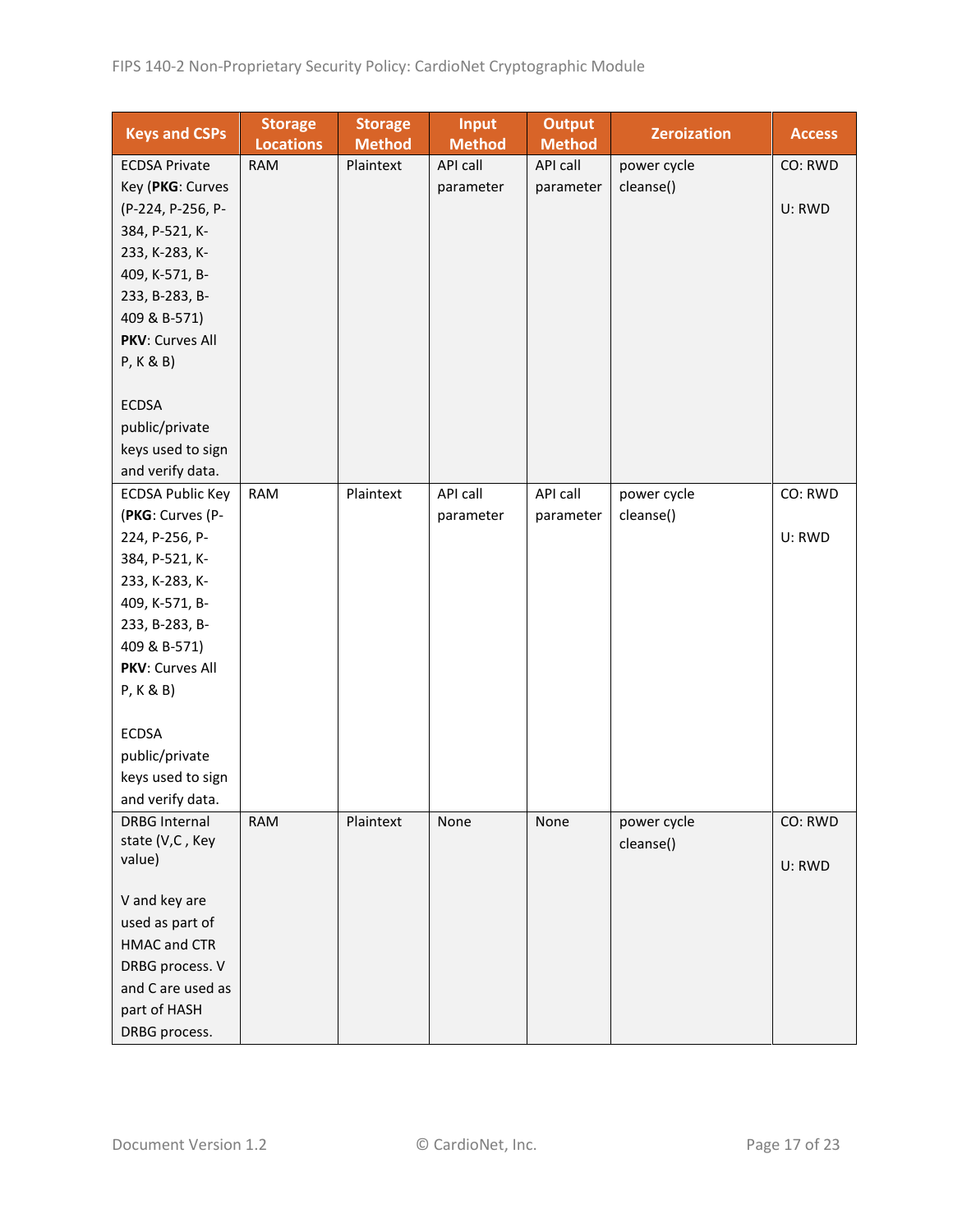| Keys and CSPs | Storage Locations | Storage Method | Input Method | Output Method | Zeroization | Access |
|---|---|---|---|---|---|---|
| ECDSA Private Key (**PKG**: Curves (P-224, P-256, P-384, P-521, K-233, K-283, K-409, K-571, B-233, B-283, B-409 & B-571) **PKV**: Curves All P, K & B) <br><br> ECDSA public/private keys used to sign and verify data. | RAM | Plaintext | API call parameter | API call parameter | power cycle cleanse() | CO: RWD <br><br> U: RWD |
| ECDSA Public Key (**PKG**: Curves (P-224, P-256, P-384, P-521, K-233, K-283, K-409, K-571, B-233, B-283, B-409 & B-571) **PKV**: Curves All P, K & B) <br><br> ECDSA public/private keys used to sign and verify data. | RAM | Plaintext | API call parameter | API call parameter | power cycle cleanse() | CO: RWD <br><br> U: RWD |
| DRBG Internal state (V,C , Key value) <br><br> V and key are used as part of HMAC and CTR DRBG process. V and C are used as part of HASH DRBG process. | RAM | Plaintext | None | None | power cycle cleanse() | CO: RWD <br><br> U: RWD |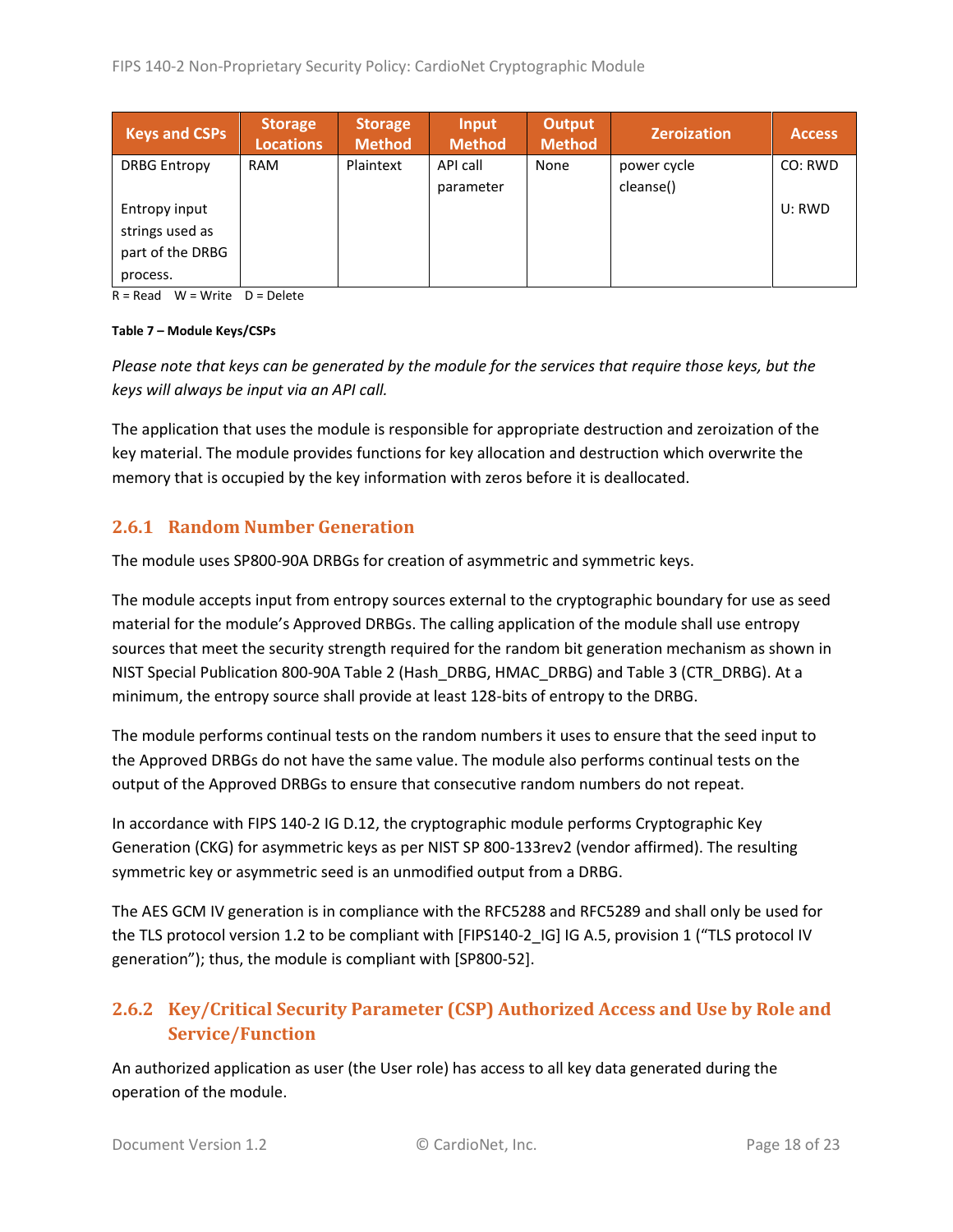| Keys and CSPs | Storage Locations | Storage Method | Input Method | Output Method | Zeroization | Access |
|---|---|---|---|---|---|---|
| DRBG Entropy<br><br>Entropy input strings used as part of the DRBG process. | RAM | Plaintext | API call parameter | None | power cycle cleanse() | CO: RWD<br><br>U: RWD |

R = Read W = Write D = Delete

**Table 7 – Module Keys/CSPs**

*Please note that keys can be generated by the module for the services that require those keys, but the keys will always be input via an API call.*

The application that uses the module is responsible for appropriate destruction and zeroization of the key material. The module provides functions for key allocation and destruction which overwrite the memory that is occupied by the key information with zeros before it is deallocated.

### 2.6.1 Random Number Generation

The module uses SP800-90A DRBGs for creation of asymmetric and symmetric keys.

The module accepts input from entropy sources external to the cryptographic boundary for use as seed material for the module's Approved DRBGs. The calling application of the module shall use entropy sources that meet the security strength required for the random bit generation mechanism as shown in NIST Special Publication 800-90A Table 2 (Hash_DRBG, HMAC_DRBG) and Table 3 (CTR_DRBG). At a minimum, the entropy source shall provide at least 128-bits of entropy to the DRBG.

The module performs continual tests on the random numbers it uses to ensure that the seed input to the Approved DRBGs do not have the same value. The module also performs continual tests on the output of the Approved DRBGs to ensure that consecutive random numbers do not repeat.

In accordance with FIPS 140-2 IG D.12, the cryptographic module performs Cryptographic Key Generation (CKG) for asymmetric keys as per NIST SP 800-133rev2 (vendor affirmed). The resulting symmetric key or asymmetric seed is an unmodified output from a DRBG.

The AES GCM IV generation is in compliance with the RFC5288 and RFC5289 and shall only be used for the TLS protocol version 1.2 to be compliant with [FIPS140-2_IG] IG A.5, provision 1 ("TLS protocol IV generation"); thus, the module is compliant with [SP800-52].

### 2.6.2 Key/Critical Security Parameter (CSP) Authorized Access and Use by Role and Service/Function

An authorized application as user (the User role) has access to all key data generated during the operation of the module.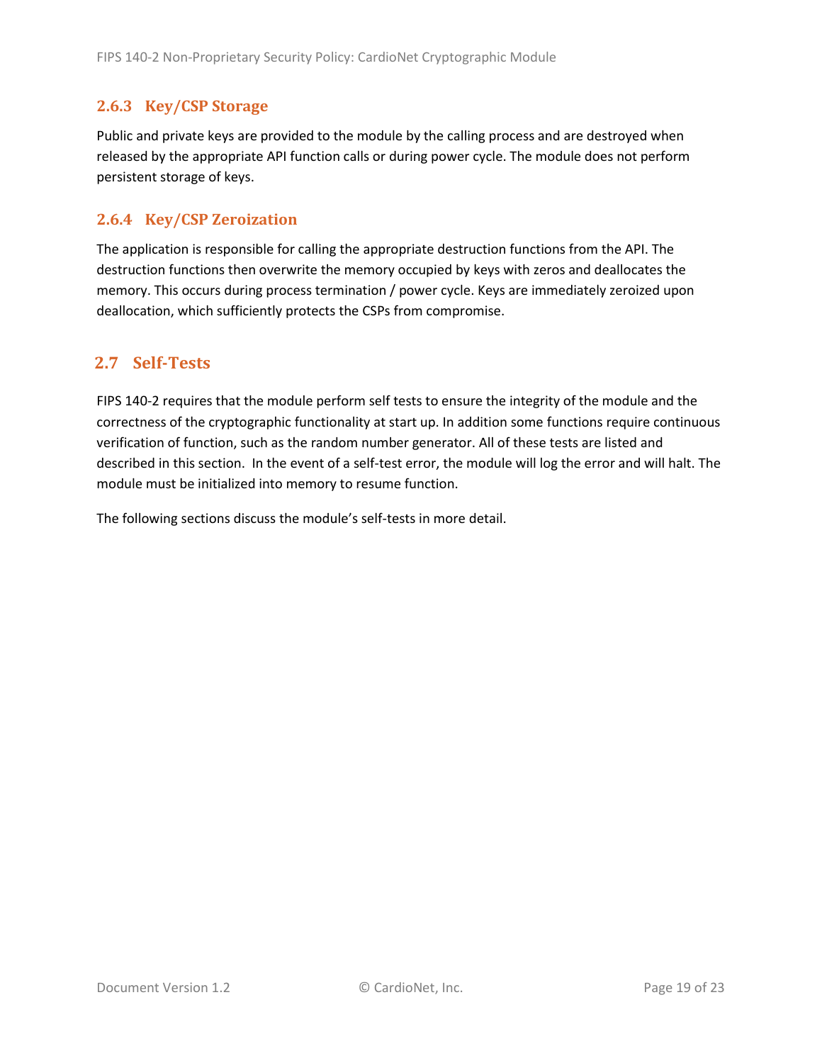### 2.6.3 Key/CSP Storage

Public and private keys are provided to the module by the calling process and are destroyed when released by the appropriate API function calls or during power cycle. The module does not perform persistent storage of keys.

### 2.6.4 Key/CSP Zeroization

The application is responsible for calling the appropriate destruction functions from the API. The destruction functions then overwrite the memory occupied by keys with zeros and deallocates the memory. This occurs during process termination / power cycle. Keys are immediately zeroized upon deallocation, which sufficiently protects the CSPs from compromise.

## 2.7 Self-Tests

FIPS 140-2 requires that the module perform self tests to ensure the integrity of the module and the correctness of the cryptographic functionality at start up. In addition some functions require continuous verification of function, such as the random number generator. All of these tests are listed and described in this section. In the event of a self-test error, the module will log the error and will halt. The module must be initialized into memory to resume function.

The following sections discuss the module's self-tests in more detail.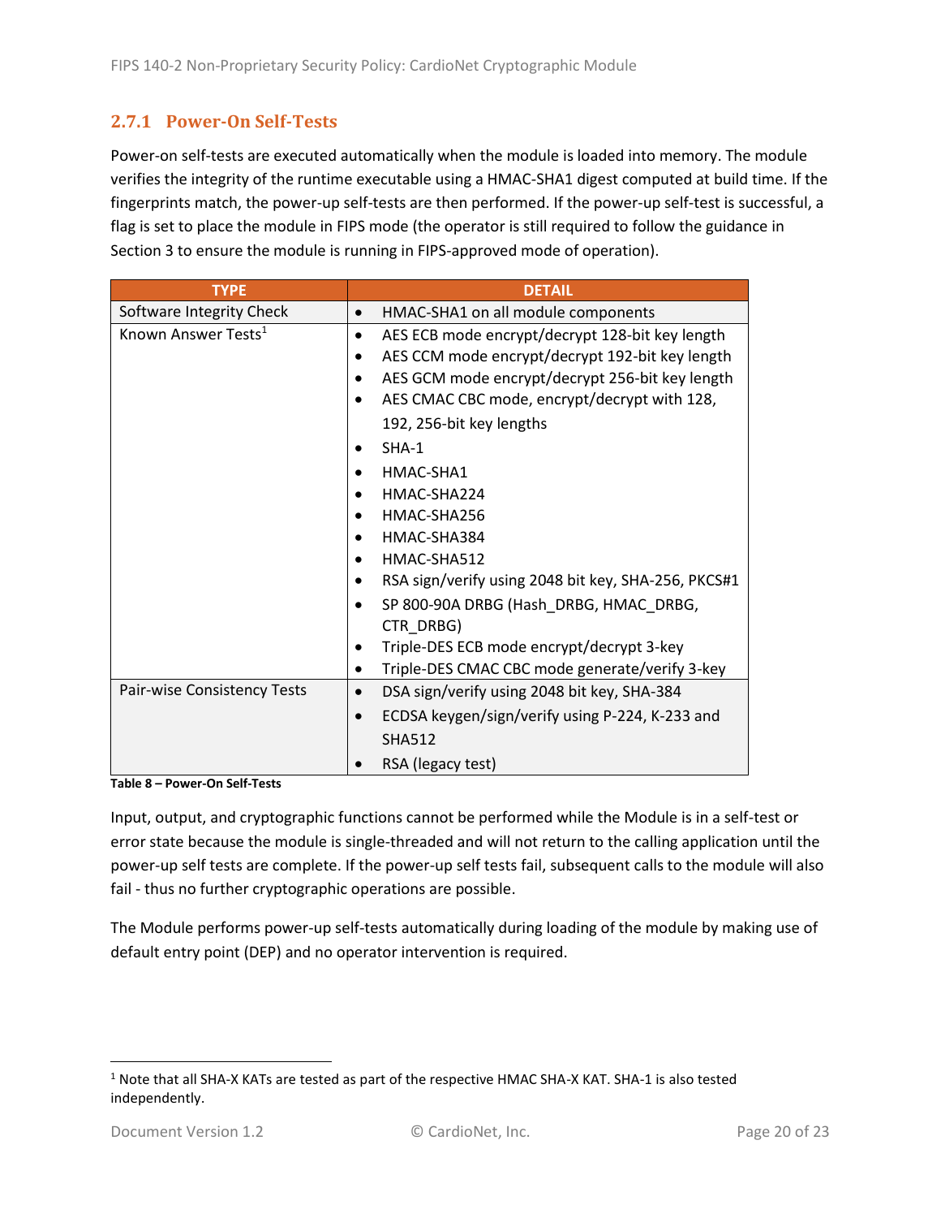### 2.7.1 Power-On Self-Tests

Power-on self-tests are executed automatically when the module is loaded into memory. The module verifies the integrity of the runtime executable using a HMAC-SHA1 digest computed at build time. If the fingerprints match, the power-up self-tests are then performed. If the power-up self-test is successful, a flag is set to place the module in FIPS mode (the operator is still required to follow the guidance in Section 3 to ensure the module is running in FIPS-approved mode of operation).

| TYPE | DETAIL |
|---|---|
| Software Integrity Check | • HMAC-SHA1 on all module components |
| Known Answer Tests[1] | • AES ECB mode encrypt/decrypt 128-bit key length<br>• AES CCM mode encrypt/decrypt 192-bit key length<br>• AES GCM mode encrypt/decrypt 256-bit key length<br>• AES CMAC CBC mode, encrypt/decrypt with 128, 192, 256-bit key lengths<br>• SHA-1<br>• HMAC-SHA1<br>• HMAC-SHA224<br>• HMAC-SHA256<br>• HMAC-SHA384<br>• HMAC-SHA512<br>• RSA sign/verify using 2048 bit key, SHA-256, PKCS#1<br>• SP 800-90A DRBG (Hash_DRBG, HMAC_DRBG, CTR_DRBG)<br>• Triple-DES ECB mode encrypt/decrypt 3-key<br>• Triple-DES CMAC CBC mode generate/verify 3-key |
| Pair-wise Consistency Tests | • DSA sign/verify using 2048 bit key, SHA-384<br>• ECDSA keygen/sign/verify using P-224, K-233 and SHA512<br>• RSA (legacy test) |

**Table 8 – Power-On Self-Tests**

Input, output, and cryptographic functions cannot be performed while the Module is in a self-test or error state because the module is single-threaded and will not return to the calling application until the power-up self tests are complete. If the power-up self tests fail, subsequent calls to the module will also fail - thus no further cryptographic operations are possible.

The Module performs power-up self-tests automatically during loading of the module by making use of default entry point (DEP) and no operator intervention is required.

---

[1] Note that all SHA-X KATs are tested as part of the respective HMAC SHA-X KAT. SHA-1 is also tested independently.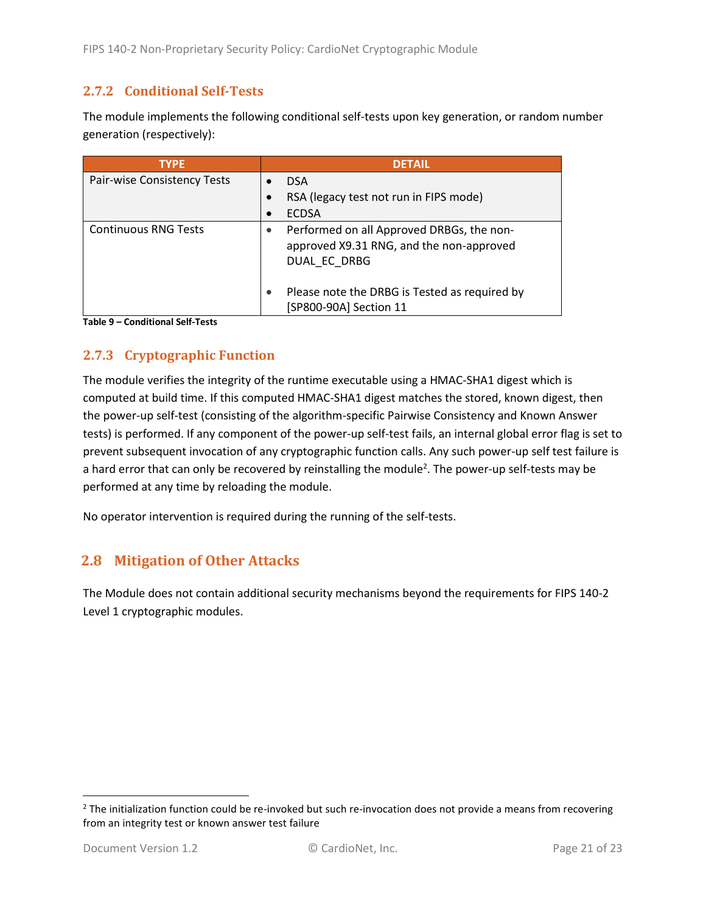### 2.7.2 Conditional Self-Tests

The module implements the following conditional self-tests upon key generation, or random number generation (respectively):

| TYPE | DETAIL |
| --- | --- |
| Pair-wise Consistency Tests | • DSA<br>• RSA (legacy test not run in FIPS mode)<br>• ECDSA |
| Continuous RNG Tests | • Performed on all Approved DRBGs, the non-approved X9.31 RNG, and the non-approved DUAL_EC_DRBG<br>• Please note the DRBG is Tested as required by [SP800-90A] Section 11 |

**Table 9 – Conditional Self-Tests**

### 2.7.3 Cryptographic Function

The module verifies the integrity of the runtime executable using a HMAC-SHA1 digest which is computed at build time. If this computed HMAC-SHA1 digest matches the stored, known digest, then the power-up self-test (consisting of the algorithm-specific Pairwise Consistency and Known Answer tests) is performed. If any component of the power-up self-test fails, an internal global error flag is set to prevent subsequent invocation of any cryptographic function calls. Any such power-up self test failure is a hard error that can only be recovered by reinstalling the module[2]. The power-up self-tests may be performed at any time by reloading the module.

No operator intervention is required during the running of the self-tests.

## 2.8 Mitigation of Other Attacks

The Module does not contain additional security mechanisms beyond the requirements for FIPS 140-2 Level 1 cryptographic modules.

[2] The initialization function could be re-invoked but such re-invocation does not provide a means from recovering from an integrity test or known answer test failure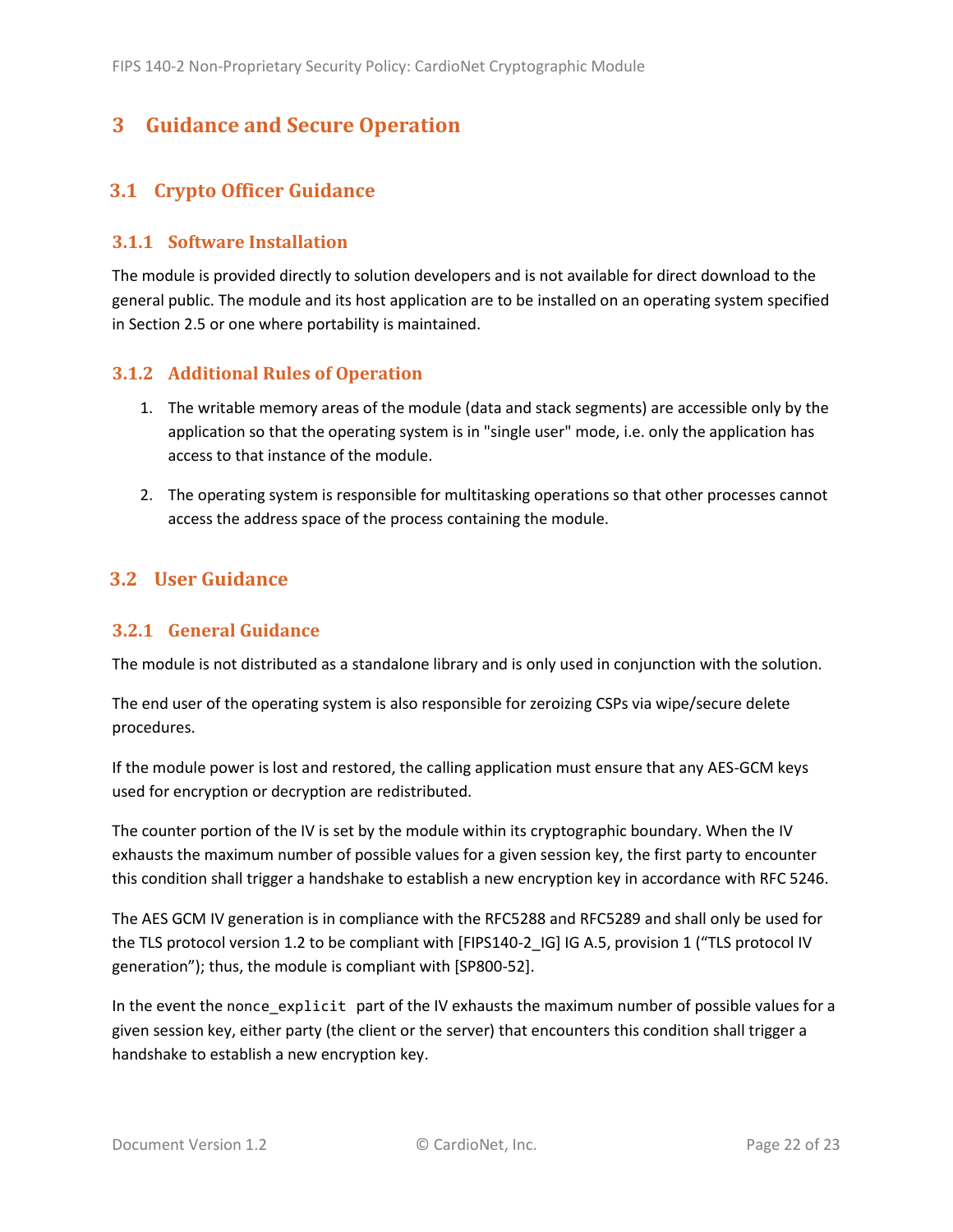# 3 Guidance and Secure Operation

## 3.1 Crypto Officer Guidance

### 3.1.1 Software Installation

The module is provided directly to solution developers and is not available for direct download to the general public. The module and its host application are to be installed on an operating system specified in Section 2.5 or one where portability is maintained.

### 3.1.2 Additional Rules of Operation

1. The writable memory areas of the module (data and stack segments) are accessible only by the application so that the operating system is in "single user" mode, i.e. only the application has access to that instance of the module.

2. The operating system is responsible for multitasking operations so that other processes cannot access the address space of the process containing the module.

## 3.2 User Guidance

### 3.2.1 General Guidance

The module is not distributed as a standalone library and is only used in conjunction with the solution.

The end user of the operating system is also responsible for zeroizing CSPs via wipe/secure delete procedures.

If the module power is lost and restored, the calling application must ensure that any AES-GCM keys used for encryption or decryption are redistributed.

The counter portion of the IV is set by the module within its cryptographic boundary. When the IV exhausts the maximum number of possible values for a given session key, the first party to encounter this condition shall trigger a handshake to establish a new encryption key in accordance with RFC 5246.

The AES GCM IV generation is in compliance with the RFC5288 and RFC5289 and shall only be used for the TLS protocol version 1.2 to be compliant with [FIPS140-2_IG] IG A.5, provision 1 ("TLS protocol IV generation"); thus, the module is compliant with [SP800-52].

In the event the `nonce_explicit` part of the IV exhausts the maximum number of possible values for a given session key, either party (the client or the server) that encounters this condition shall trigger a handshake to establish a new encryption key.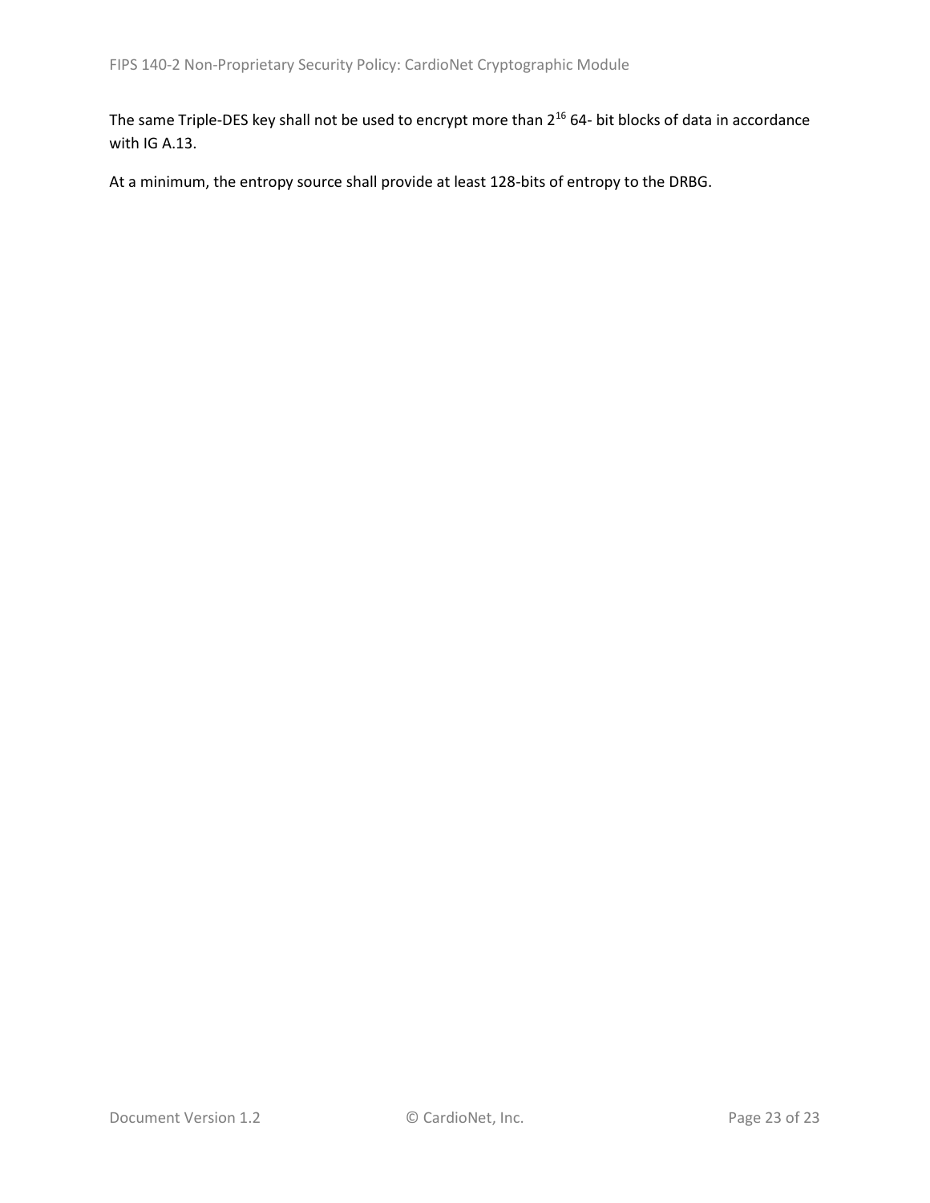The same Triple-DES key shall not be used to encrypt more than $2^{16}$ 64- bit blocks of data in accordance with IG A.13.

At a minimum, the entropy source shall provide at least 128-bits of entropy to the DRBG.